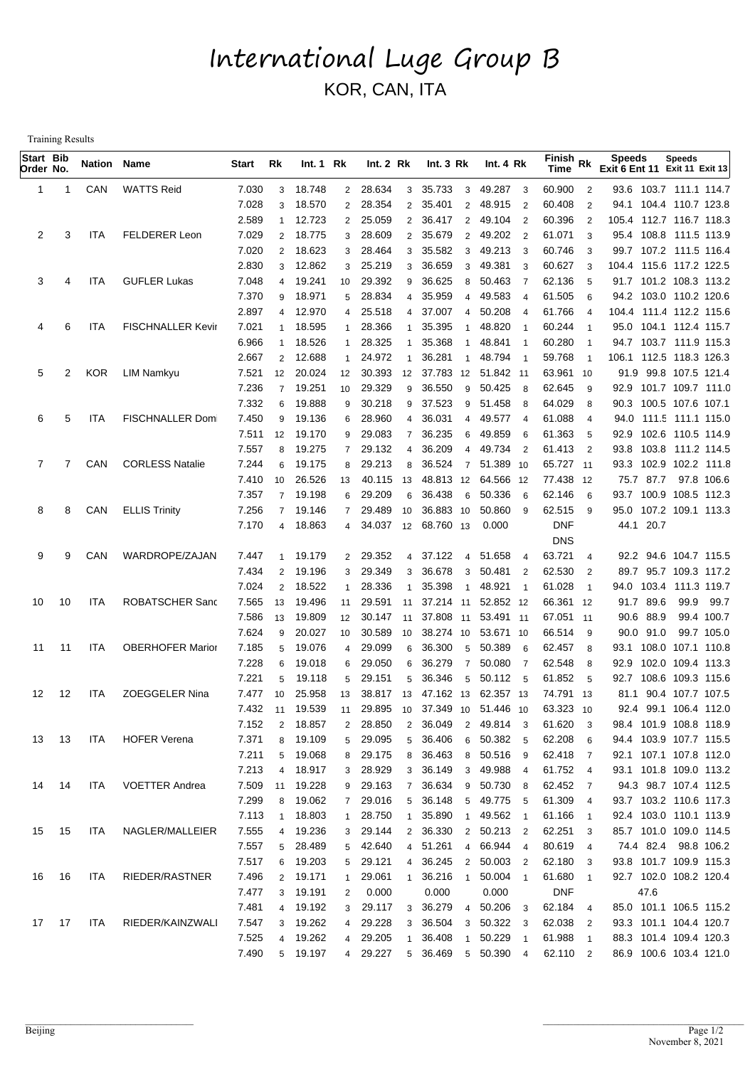# International Luge Group B

KOR, CAN, ITA

Training Results

| Start Order | Bib No. | Nation | Name | Start | Rk | Int. 1 | Rk | Int. 2 | Rk | Int. 3 | Rk | Int. 4 | Rk | Finish Time | Rk | Speeds Exit 6 | Speeds Ent 11 | Speeds Exit 11 | Speeds Exit 13 |
|---|---|---|---|---|---|---|---|---|---|---|---|---|---|---|---|---|---|---|---|
| 1 | 1 | CAN | WATTS Reid | 7.030 | 3 | 18.748 | 2 | 28.634 | 3 | 35.733 | 3 | 49.287 | 3 | 60.900 | 2 | 93.6 | 103.7 | 111.1 | 114.7 |
| | | | | 7.028 | 3 | 18.570 | 2 | 28.354 | 2 | 35.401 | 2 | 48.915 | 2 | 60.408 | 2 | 94.1 | 104.4 | 110.7 | 123.8 |
| | | | | 2.589 | 1 | 12.723 | 2 | 25.059 | 2 | 36.417 | 2 | 49.104 | 2 | 60.396 | 2 | 105.4 | 112.7 | 116.7 | 118.3 |
| 2 | 3 | ITA | FELDERER Leon | 7.029 | 2 | 18.775 | 3 | 28.609 | 2 | 35.679 | 2 | 49.202 | 2 | 61.071 | 3 | 95.4 | 108.8 | 111.5 | 113.9 |
| | | | | 7.020 | 2 | 18.623 | 3 | 28.464 | 3 | 35.582 | 3 | 49.213 | 3 | 60.746 | 3 | 99.7 | 107.2 | 111.5 | 116.4 |
| | | | | 2.830 | 3 | 12.862 | 3 | 25.219 | 3 | 36.659 | 3 | 49.381 | 3 | 60.627 | 3 | 104.4 | 115.6 | 117.2 | 122.5 |
| 3 | 4 | ITA | GUFLER Lukas | 7.048 | 4 | 19.241 | 10 | 29.392 | 9 | 36.625 | 8 | 50.463 | 7 | 62.136 | 5 | 91.7 | 101.2 | 108.3 | 113.2 |
| | | | | 7.370 | 9 | 18.971 | 5 | 28.834 | 4 | 35.959 | 4 | 49.583 | 4 | 61.505 | 6 | 94.2 | 103.0 | 110.2 | 120.6 |
| | | | | 2.897 | 4 | 12.970 | 4 | 25.518 | 4 | 37.007 | 4 | 50.208 | 4 | 61.766 | 4 | 104.4 | 111.4 | 112.2 | 115.6 |
| 4 | 6 | ITA | FISCHNALLER Kevir | 7.021 | 1 | 18.595 | 1 | 28.366 | 1 | 35.395 | 1 | 48.820 | 1 | 60.244 | 1 | 95.0 | 104.1 | 112.4 | 115.7 |
| | | | | 6.966 | 1 | 18.526 | 1 | 28.325 | 1 | 35.368 | 1 | 48.841 | 1 | 60.280 | 1 | 94.7 | 103.7 | 111.9 | 115.3 |
| | | | | 2.667 | 2 | 12.688 | 1 | 24.972 | 1 | 36.281 | 1 | 48.794 | 1 | 59.768 | 1 | 106.1 | 112.5 | 118.3 | 126.3 |
| 5 | 2 | KOR | LIM Namkyu | 7.521 | 12 | 20.024 | 12 | 30.393 | 12 | 37.783 | 12 | 51.842 | 11 | 63.961 | 10 | 91.9 | 99.8 | 107.5 | 121.4 |
| | | | | 7.236 | 7 | 19.251 | 10 | 29.329 | 9 | 36.550 | 9 | 50.425 | 8 | 62.645 | 9 | 92.9 | 101.7 | 109.7 | 111.0 |
| | | | | 7.332 | 6 | 19.888 | 9 | 30.218 | 9 | 37.523 | 9 | 51.458 | 8 | 64.029 | 8 | 90.3 | 100.5 | 107.6 | 107.1 |
| 6 | 5 | ITA | FISCHNALLER Domi | 7.450 | 9 | 19.136 | 6 | 28.960 | 4 | 36.031 | 4 | 49.577 | 4 | 61.088 | 4 | 94.0 | 111.5 | 111.1 | 115.0 |
| | | | | 7.511 | 12 | 19.170 | 9 | 29.083 | 7 | 36.235 | 6 | 49.859 | 6 | 61.363 | 5 | 92.9 | 102.6 | 110.5 | 114.9 |
| | | | | 7.557 | 8 | 19.275 | 7 | 29.132 | 4 | 36.209 | 4 | 49.734 | 2 | 61.413 | 2 | 93.8 | 103.8 | 111.2 | 114.5 |
| 7 | 7 | CAN | CORLESS Natalie | 7.244 | 6 | 19.175 | 8 | 29.213 | 8 | 36.524 | 7 | 51.389 | 10 | 65.727 | 11 | 93.3 | 102.9 | 102.2 | 111.8 |
| | | | | 7.410 | 10 | 26.526 | 13 | 40.115 | 13 | 48.813 | 12 | 64.566 | 12 | 77.438 | 12 | 75.7 | 87.7 | 97.8 | 106.6 |
| | | | | 7.357 | 7 | 19.198 | 6 | 29.209 | 6 | 36.438 | 6 | 50.336 | 6 | 62.146 | 6 | 93.7 | 100.9 | 108.5 | 112.3 |
| 8 | 8 | CAN | ELLIS Trinity | 7.256 | 7 | 19.146 | 7 | 29.489 | 10 | 36.883 | 10 | 50.860 | 9 | 62.515 | 9 | 95.0 | 107.2 | 109.1 | 113.3 |
| | | | | 7.170 | 4 | 18.863 | 4 | 34.037 | 12 | 68.760 | 13 | 0.000 | | DNF | | 44.1 | 20.7 | | |
| | | | | | | | | | | | | | | DNS | | | | | |
| 9 | 9 | CAN | WARDROPE/ZAJAN | 7.447 | 1 | 19.179 | 2 | 29.352 | 4 | 37.122 | 4 | 51.658 | 4 | 63.721 | 4 | 92.2 | 94.6 | 104.7 | 115.5 |
| | | | | 7.434 | 2 | 19.196 | 3 | 29.349 | 3 | 36.678 | 3 | 50.481 | 2 | 62.530 | 2 | 89.7 | 95.7 | 109.3 | 117.2 |
| | | | | 7.024 | 2 | 18.522 | 1 | 28.336 | 1 | 35.398 | 1 | 48.921 | 1 | 61.028 | 1 | 94.0 | 103.4 | 111.3 | 119.7 |
| 10 | 10 | ITA | ROBATSCHER Sanc | 7.565 | 13 | 19.496 | 11 | 29.591 | 11 | 37.214 | 11 | 52.852 | 12 | 66.361 | 12 | 91.7 | 89.6 | 99.9 | 99.7 |
| | | | | 7.586 | 13 | 19.809 | 12 | 30.147 | 11 | 37.808 | 11 | 53.491 | 11 | 67.051 | 11 | 90.6 | 88.9 | 99.4 | 100.7 |
| | | | | 7.624 | 9 | 20.027 | 10 | 30.589 | 10 | 38.274 | 10 | 53.671 | 10 | 66.514 | 9 | 90.0 | 91.0 | 99.7 | 105.0 |
| 11 | 11 | ITA | OBERHOFER Marior | 7.185 | 5 | 19.076 | 4 | 29.099 | 6 | 36.300 | 5 | 50.389 | 6 | 62.457 | 8 | 93.1 | 108.0 | 107.1 | 110.8 |
| | | | | 7.228 | 6 | 19.018 | 6 | 29.050 | 6 | 36.279 | 7 | 50.080 | 7 | 62.548 | 8 | 92.9 | 102.0 | 109.4 | 113.3 |
| | | | | 7.221 | 5 | 19.118 | 5 | 29.151 | 5 | 36.346 | 5 | 50.112 | 5 | 61.852 | 5 | 92.7 | 108.6 | 109.3 | 115.6 |
| 12 | 12 | ITA | ZOEGGELER Nina | 7.477 | 10 | 25.958 | 13 | 38.817 | 13 | 47.162 | 13 | 62.357 | 13 | 74.791 | 13 | 81.1 | 90.4 | 107.7 | 107.5 |
| | | | | 7.432 | 11 | 19.539 | 11 | 29.895 | 10 | 37.349 | 10 | 51.446 | 10 | 63.323 | 10 | 92.4 | 99.1 | 106.4 | 112.0 |
| | | | | 7.152 | 2 | 18.857 | 2 | 28.850 | 2 | 36.049 | 2 | 49.814 | 3 | 61.620 | 3 | 98.4 | 101.9 | 108.8 | 118.9 |
| 13 | 13 | ITA | HOFER Verena | 7.371 | 8 | 19.109 | 5 | 29.095 | 5 | 36.406 | 6 | 50.382 | 5 | 62.208 | 6 | 94.4 | 103.9 | 107.7 | 115.5 |
| | | | | 7.211 | 5 | 19.068 | 8 | 29.175 | 8 | 36.463 | 8 | 50.516 | 9 | 62.418 | 7 | 92.1 | 107.1 | 107.8 | 112.0 |
| | | | | 7.213 | 4 | 18.917 | 3 | 28.929 | 3 | 36.149 | 3 | 49.988 | 4 | 61.752 | 4 | 93.1 | 101.8 | 109.0 | 113.2 |
| 14 | 14 | ITA | VOETTER Andrea | 7.509 | 11 | 19.228 | 9 | 29.163 | 7 | 36.634 | 9 | 50.730 | 8 | 62.452 | 7 | 94.3 | 98.7 | 107.4 | 112.5 |
| | | | | 7.299 | 8 | 19.062 | 7 | 29.016 | 5 | 36.148 | 5 | 49.775 | 5 | 61.309 | 4 | 93.7 | 103.2 | 110.6 | 117.3 |
| | | | | 7.113 | 1 | 18.803 | 1 | 28.750 | 1 | 35.890 | 1 | 49.562 | 1 | 61.166 | 1 | 92.4 | 103.0 | 110.1 | 113.9 |
| 15 | 15 | ITA | NAGLER/MALLEIER | 7.555 | 4 | 19.236 | 3 | 29.144 | 2 | 36.330 | 2 | 50.213 | 2 | 62.251 | 3 | 85.7 | 101.0 | 109.0 | 114.5 |
| | | | | 7.557 | 5 | 28.489 | 5 | 42.640 | 4 | 51.261 | 4 | 66.944 | 4 | 80.619 | 4 | 74.4 | 82.4 | 98.8 | 106.2 |
| | | | | 7.517 | 6 | 19.203 | 5 | 29.121 | 4 | 36.245 | 2 | 50.003 | 2 | 62.180 | 3 | 93.8 | 101.7 | 109.9 | 115.3 |
| 16 | 16 | ITA | RIEDER/RASTNER | 7.496 | 2 | 19.171 | 1 | 29.061 | 1 | 36.216 | 1 | 50.004 | 1 | 61.680 | 1 | 92.7 | 102.0 | 108.2 | 120.4 |
| | | | | 7.477 | 3 | 19.191 | 2 | 0.000 | | 0.000 | | 0.000 | | DNF | | | 47.6 | | |
| | | | | 7.481 | 4 | 19.192 | 3 | 29.117 | 3 | 36.279 | 4 | 50.206 | 3 | 62.184 | 4 | 85.0 | 101.1 | 106.5 | 115.2 |
| 17 | 17 | ITA | RIEDER/KAINZWALI | 7.547 | 3 | 19.262 | 4 | 29.228 | 3 | 36.504 | 3 | 50.322 | 3 | 62.038 | 2 | 93.3 | 101.1 | 104.4 | 120.7 |
| | | | | 7.525 | 4 | 19.262 | 4 | 29.205 | 1 | 36.408 | 1 | 50.229 | 1 | 61.988 | 1 | 88.3 | 101.4 | 109.4 | 120.3 |
| | | | | 7.490 | 5 | 19.197 | 4 | 29.227 | 5 | 36.469 | 5 | 50.390 | 4 | 62.110 | 2 | 86.9 | 100.6 | 103.4 | 121.0 |

Beijing

November 8, 2021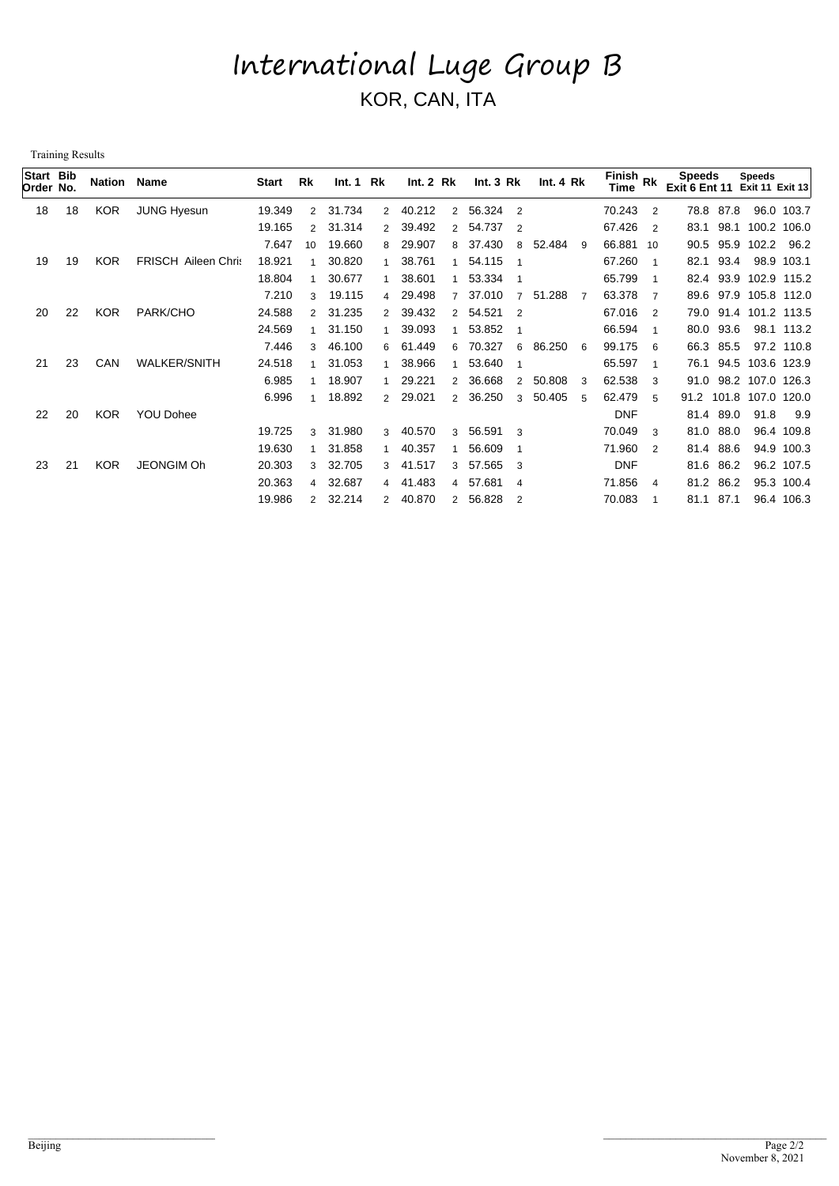# International Luge Group B

KOR, CAN, ITA

Training Results

| Start Order | Bib No. | Nation | Name | Start | Rk | Int. 1 | Rk | Int. 2 | Rk | Int. 3 | Rk | Int. 4 | Rk | Finish Time | Rk | Speeds Exit 6 | Speeds Ent 11 | Speeds Exit 11 | Speeds Exit 13 |
|---|---|---|---|---|---|---|---|---|---|---|---|---|---|---|---|---|---|---|---|
| 18 | 18 | KOR | JUNG Hyesun | 19.349 | 2 | 31.734 | 2 | 40.212 | 2 | 56.324 | 2 | | | 70.243 | 2 | 78.8 | 87.8 | 96.0 | 103.7 |
| | | | | 19.165 | 2 | 31.314 | 2 | 39.492 | 2 | 54.737 | 2 | | | 67.426 | 2 | 83.1 | 98.1 | 100.2 | 106.0 |
| | | | | 7.647 | 10 | 19.660 | 8 | 29.907 | 8 | 37.430 | 8 | 52.484 | 9 | 66.881 | 10 | 90.5 | 95.9 | 102.2 | 96.2 |
| 19 | 19 | KOR | FRISCH Aileen Chris | 18.921 | 1 | 30.820 | 1 | 38.761 | 1 | 54.115 | 1 | | | 67.260 | 1 | 82.1 | 93.4 | 98.9 | 103.1 |
| | | | | 18.804 | 1 | 30.677 | 1 | 38.601 | 1 | 53.334 | 1 | | | 65.799 | 1 | 82.4 | 93.9 | 102.9 | 115.2 |
| | | | | 7.210 | 3 | 19.115 | 4 | 29.498 | 7 | 37.010 | 7 | 51.288 | 7 | 63.378 | 7 | 89.6 | 97.9 | 105.8 | 112.0 |
| 20 | 22 | KOR | PARK/CHO | 24.588 | 2 | 31.235 | 2 | 39.432 | 2 | 54.521 | 2 | | | 67.016 | 2 | 79.0 | 91.4 | 101.2 | 113.5 |
| | | | | 24.569 | 1 | 31.150 | 1 | 39.093 | 1 | 53.852 | 1 | | | 66.594 | 1 | 80.0 | 93.6 | 98.1 | 113.2 |
| | | | | 7.446 | 3 | 46.100 | 6 | 61.449 | 6 | 70.327 | 6 | 86.250 | 6 | 99.175 | 6 | 66.3 | 85.5 | 97.2 | 110.8 |
| 21 | 23 | CAN | WALKER/SNITH | 24.518 | 1 | 31.053 | 1 | 38.966 | 1 | 53.640 | 1 | | | 65.597 | 1 | 76.1 | 94.5 | 103.6 | 123.9 |
| | | | | 6.985 | 1 | 18.907 | 1 | 29.221 | 2 | 36.668 | 2 | 50.808 | 3 | 62.538 | 3 | 91.0 | 98.2 | 107.0 | 126.3 |
| | | | | 6.996 | 1 | 18.892 | 2 | 29.021 | 2 | 36.250 | 3 | 50.405 | 5 | 62.479 | 5 | 91.2 | 101.8 | 107.0 | 120.0 |
| 22 | 20 | KOR | YOU Dohee | | | | | | | | | | | DNF | | 81.4 | 89.0 | 91.8 | 9.9 |
| | | | | 19.725 | 3 | 31.980 | 3 | 40.570 | 3 | 56.591 | 3 | | | 70.049 | 3 | 81.0 | 88.0 | 96.4 | 109.8 |
| | | | | 19.630 | 1 | 31.858 | 1 | 40.357 | 1 | 56.609 | 1 | | | 71.960 | 2 | 81.4 | 88.6 | 94.9 | 100.3 |
| 23 | 21 | KOR | JEONGIM Oh | 20.303 | 3 | 32.705 | 3 | 41.517 | 3 | 57.565 | 3 | | | DNF | | 81.6 | 86.2 | 96.2 | 107.5 |
| | | | | 20.363 | 4 | 32.687 | 4 | 41.483 | 4 | 57.681 | 4 | | | 71.856 | 4 | 81.2 | 86.2 | 95.3 | 100.4 |
| | | | | 19.986 | 2 | 32.214 | 2 | 40.870 | 2 | 56.828 | 2 | | | 70.083 | 1 | 81.1 | 87.1 | 96.4 | 106.3 |